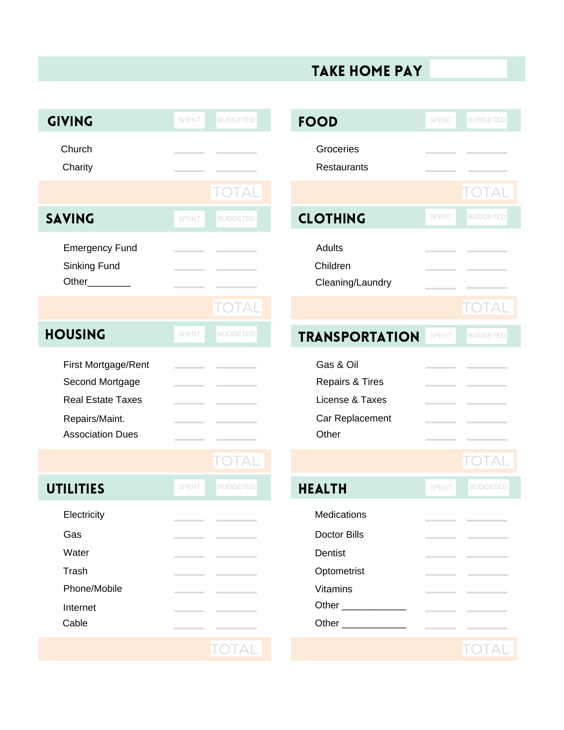**TAKE HOME PAY** ______

## GIVING

| GIVING | SPENT | BUDGETED |
|---|---|---|
| Church | | |
| Charity | | |
| | TOTAL | |

## SAVING

| SAVING | SPENT | BUDGETED |
|---|---|---|
| Emergency Fund | | |
| Sinking Fund | | |
| Other________ | | |
| | TOTAL | |

## HOUSING

| HOUSING | SPENT | BUDGETED |
|---|---|---|
| First Mortgage/Rent | | |
| Second Mortgage | | |
| Real Estate Taxes | | |
| Repairs/Maint. | | |
| Association Dues | | |
| | TOTAL | |

## UTILITIES

| UTILITIES | SPENT | BUDGETED |
|---|---|---|
| Electricity | | |
| Gas | | |
| Water | | |
| Trash | | |
| Phone/Mobile | | |
| Internet | | |
| Cable | | |
| | TOTAL | |

## FOOD

| FOOD | SPENT | BUDGETED |
|---|---|---|
| Groceries | | |
| Restaurants | | |
| | TOTAL | |

## CLOTHING

| CLOTHING | SPENT | BUDGETED |
|---|---|---|
| Adults | | |
| Children | | |
| Cleaning/Laundry | | |
| | TOTAL | |

## TRANSPORTATION

| TRANSPORTATION | SPENT | BUDGETED |
|---|---|---|
| Gas & Oil | | |
| Repairs & Tires | | |
| License & Taxes | | |
| Car Replacement | | |
| Other | | |
| | TOTAL | |

## HEALTH

| HEALTH | SPENT | BUDGETED |
|---|---|---|
| Medications | | |
| Doctor Bills | | |
| Dentist | | |
| Optometrist | | |
| Vitamins | | |
| Other ____________ | | |
| Other ____________ | | |
| | TOTAL | |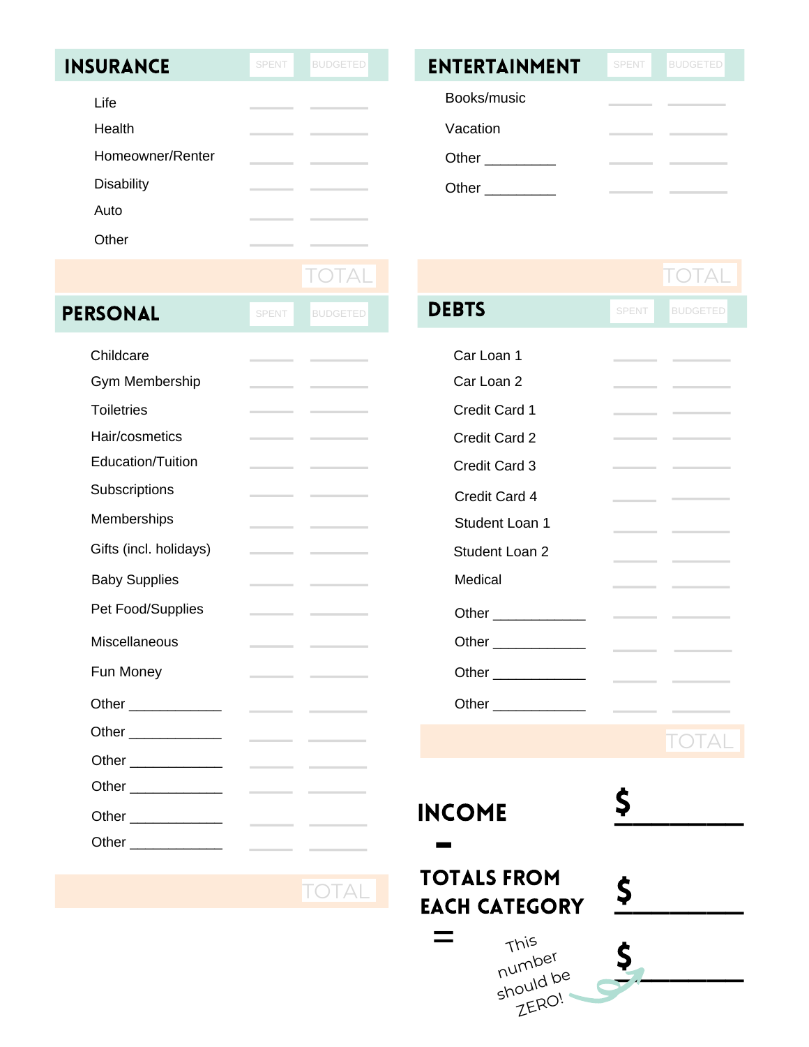## INSURANCE

| | SPENT | BUDGETED |
|---|---|---|
| Life | | |
| Health | | |
| Homeowner/Renter | | |
| Disability | | |
| Auto | | |
| Other | | |
| TOTAL | | |

## ENTERTAINMENT

| | SPENT | BUDGETED |
|---|---|---|
| Books/music | | |
| Vacation | | |
| Other _________ | | |
| Other _________ | | |
| TOTAL | | |

## PERSONAL

| | SPENT | BUDGETED |
|---|---|---|
| Childcare | | |
| Gym Membership | | |
| Toiletries | | |
| Hair/cosmetics | | |
| Education/Tuition | | |
| Subscriptions | | |
| Memberships | | |
| Gifts (incl. holidays) | | |
| Baby Supplies | | |
| Pet Food/Supplies | | |
| Miscellaneous | | |
| Fun Money | | |
| Other ____________ | | |
| Other ____________ | | |
| Other ____________ | | |
| Other ____________ | | |
| Other ____________ | | |
| Other ____________ | | |
| TOTAL | | |

## DEBTS

| | SPENT | BUDGETED |
|---|---|---|
| Car Loan 1 | | |
| Car Loan 2 | | |
| Credit Card 1 | | |
| Credit Card 2 | | |
| Credit Card 3 | | |
| Credit Card 4 | | |
| Student Loan 1 | | |
| Student Loan 2 | | |
| Medical | | |
| Other ____________ | | |
| Other ____________ | | |
| Other ____________ | | |
| Other ____________ | | |
| TOTAL | | |

**INCOME** $ ________

**-**

**TOTALS FROM EACH CATEGORY** $ ________

**=** $ ________

This number should be ZERO!